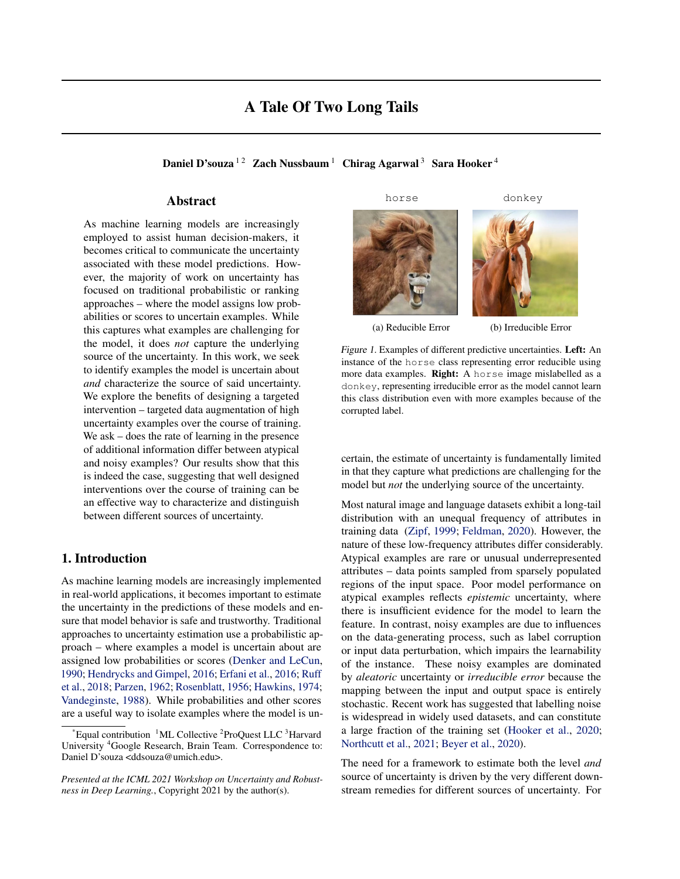# A Tale Of Two Long Tails

**Daniel D'souza** [1,2] **Zach Nussbaum** [1] **Chirag Agarwal** [3] **Sara Hooker** [4]

## Abstract

As machine learning models are increasingly employed to assist human decision-makers, it becomes critical to communicate the uncertainty associated with these model predictions. However, the majority of work on uncertainty has focused on traditional probabilistic or ranking approaches – where the model assigns low probabilities or scores to uncertain examples. While this captures what examples are challenging for the model, it does *not* capture the underlying source of the uncertainty. In this work, we seek to identify examples the model is uncertain about *and* characterize the source of said uncertainty. We explore the benefits of designing a targeted intervention – targeted data augmentation of high uncertainty examples over the course of training. We ask – does the rate of learning in the presence of additional information differ between atypical and noisy examples? Our results show that this is indeed the case, suggesting that well designed interventions over the course of training can be an effective way to characterize and distinguish between different sources of uncertainty.

horse donkey

(a) Reducible Error (b) Irreducible Error

*Figure 1.* Examples of different predictive uncertainties. **Left:** An instance of the horse class representing error reducible using more data examples. **Right:** A horse image mislabelled as a donkey, representing irreducible error as the model cannot learn this class distribution even with more examples because of the corrupted label.

## 1. Introduction

As machine learning models are increasingly implemented in real-world applications, it becomes important to estimate the uncertainty in the predictions of these models and ensure that model behavior is safe and trustworthy. Traditional approaches to uncertainty estimation use a probabilistic approach – where examples a model is uncertain about are assigned low probabilities or scores (Denker and LeCun, 1990; Hendrycks and Gimpel, 2016; Erfani et al., 2016; Ruff et al., 2018; Parzen, 1962; Rosenblatt, 1956; Hawkins, 1974; Vandeginste, 1988). While probabilities and other scores are a useful way to isolate examples where the model is uncertain, the estimate of uncertainty is fundamentally limited in that they capture what predictions are challenging for the model but *not* the underlying source of the uncertainty.

Most natural image and language datasets exhibit a long-tail distribution with an unequal frequency of attributes in training data (Zipf, 1999; Feldman, 2020). However, the nature of these low-frequency attributes differ considerably. Atypical examples are rare or unusual underrepresented attributes – data points sampled from sparsely populated regions of the input space. Poor model performance on atypical examples reflects *epistemic* uncertainty, where there is insufficient evidence for the model to learn the feature. In contrast, noisy examples are due to influences on the data-generating process, such as label corruption or input data perturbation, which impairs the learnability of the instance. These noisy examples are dominated by *aleatoric* uncertainty or *irreducible error* because the mapping between the input and output space is entirely stochastic. Recent work has suggested that labelling noise is widespread in widely used datasets, and can constitute a large fraction of the training set (Hooker et al., 2020; Northcutt et al., 2021; Beyer et al., 2020).

The need for a framework to estimate both the level *and* source of uncertainty is driven by the very different downstream remedies for different sources of uncertainty. For

[*] Equal contribution [1] ML Collective [2] ProQuest LLC [3] Harvard University [4] Google Research, Brain Team. Correspondence to: Daniel D'souza <ddsouza@umich.edu>.

*Presented at the ICML 2021 Workshop on Uncertainty and Robustness in Deep Learning.*, Copyright 2021 by the author(s).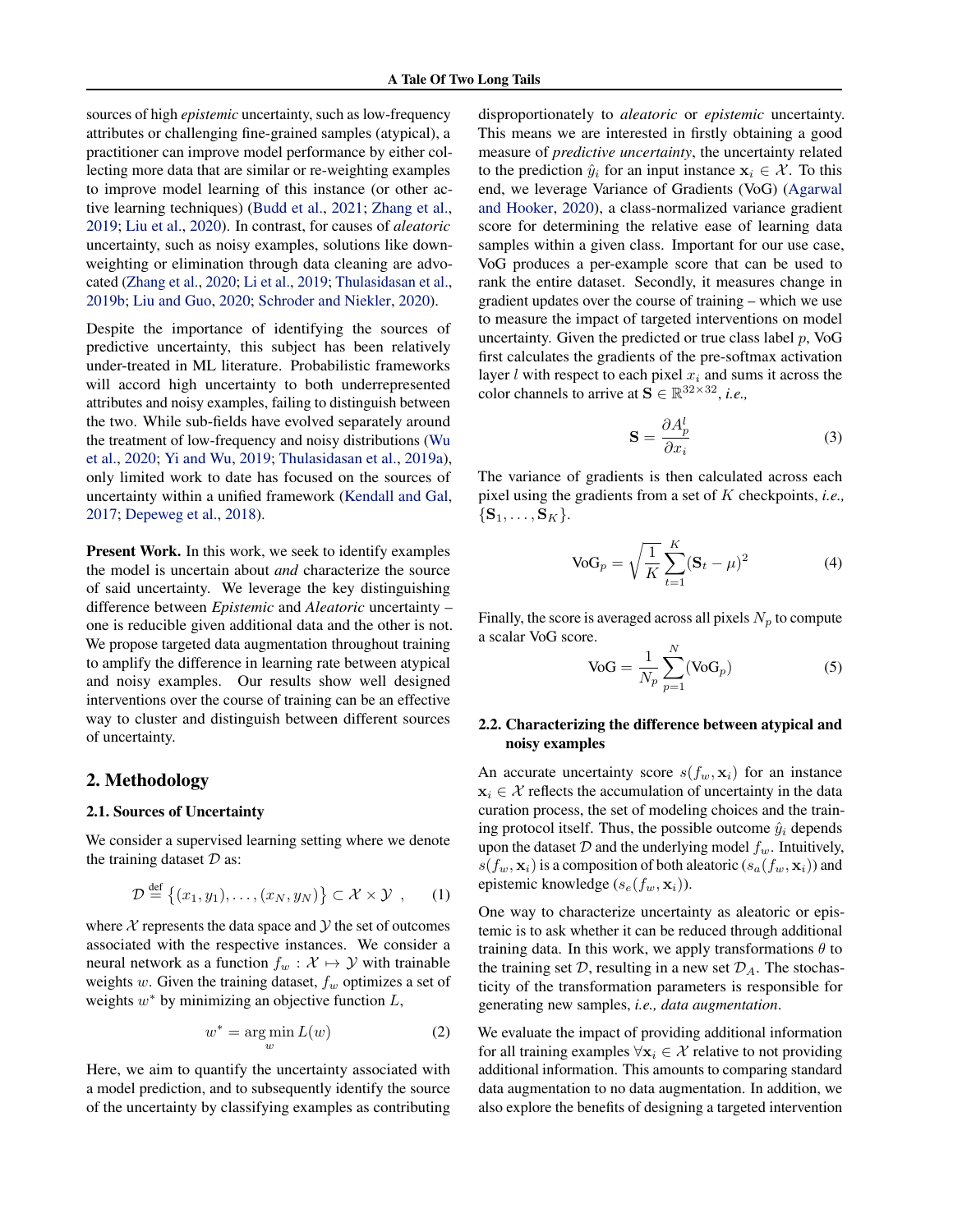sources of high *epistemic* uncertainty, such as low-frequency attributes or challenging fine-grained samples (atypical), a practitioner can improve model performance by either collecting more data that are similar or re-weighting examples to improve model learning of this instance (or other active learning techniques) (Budd et al., 2021; Zhang et al., 2019; Liu et al., 2020). In contrast, for causes of *aleatoric* uncertainty, such as noisy examples, solutions like down-weighting or elimination through data cleaning are advocated (Zhang et al., 2020; Li et al., 2019; Thulasidasan et al., 2019b; Liu and Guo, 2020; Schroder and Niekler, 2020).

Despite the importance of identifying the sources of predictive uncertainty, this subject has been relatively under-treated in ML literature. Probabilistic frameworks will accord high uncertainty to both underrepresented attributes and noisy examples, failing to distinguish between the two. While sub-fields have evolved separately around the treatment of low-frequency and noisy distributions (Wu et al., 2020; Yi and Wu, 2019; Thulasidasan et al., 2019a), only limited work to date has focused on the sources of uncertainty within a unified framework (Kendall and Gal, 2017; Depeweg et al., 2018).

**Present Work.** In this work, we seek to identify examples the model is uncertain about *and* characterize the source of said uncertainty. We leverage the key distinguishing difference between *Epistemic* and *Aleatoric* uncertainty – one is reducible given additional data and the other is not. We propose targeted data augmentation throughout training to amplify the difference in learning rate between atypical and noisy examples. Our results show well designed interventions over the course of training can be an effective way to cluster and distinguish between different sources of uncertainty.

## 2. Methodology

### 2.1. Sources of Uncertainty

We consider a supervised learning setting where we denote the training dataset $\mathcal{D}$ as:

$$\mathcal{D} \overset{\text{def}}{=} \{(x_1, y_1), \ldots, (x_N, y_N)\} \subset \mathcal{X} \times \mathcal{Y} \ , \qquad (1)$$

where $\mathcal{X}$ represents the data space and $\mathcal{Y}$ the set of outcomes associated with the respective instances. We consider a neural network as a function $f_w : \mathcal{X} \mapsto \mathcal{Y}$ with trainable weights $w$. Given the training dataset, $f_w$ optimizes a set of weights $w^*$ by minimizing an objective function $L$,

$$w^* = \arg\min_w L(w) \qquad (2)$$

Here, we aim to quantify the uncertainty associated with a model prediction, and to subsequently identify the source of the uncertainty by classifying examples as contributing disproportionately to *aleatoric* or *epistemic* uncertainty. This means we are interested in firstly obtaining a good measure of *predictive uncertainty*, the uncertainty related to the prediction $\hat{y}_i$ for an input instance $\mathbf{x}_i \in \mathcal{X}$. To this end, we leverage Variance of Gradients (VoG) (Agarwal and Hooker, 2020), a class-normalized variance gradient score for determining the relative ease of learning data samples within a given class. Important for our use case, VoG produces a per-example score that can be used to rank the entire dataset. Secondly, it measures change in gradient updates over the course of training – which we use to measure the impact of targeted interventions on model uncertainty. Given the predicted or true class label $p$, VoG first calculates the gradients of the pre-softmax activation layer $l$ with respect to each pixel $x_i$ and sums it across the color channels to arrive at $\mathbf{S} \in \mathbb{R}^{32 \times 32}$, *i.e.,*

$$\mathbf{S} = \frac{\partial A_p^l}{\partial x_i} \qquad (3)$$

The variance of gradients is then calculated across each pixel using the gradients from a set of $K$ checkpoints, *i.e.,* $\{\mathbf{S}_1, \ldots, \mathbf{S}_K\}$.

$$\text{VoG}_p = \sqrt{\frac{1}{K}\sum_{t=1}^{K}(\mathbf{S}_t - \mu)^2} \qquad (4)$$

Finally, the score is averaged across all pixels $N_p$ to compute a scalar VoG score.

$$\text{VoG} = \frac{1}{N_p}\sum_{p=1}^{N}(\text{VoG}_p) \qquad (5)$$

### 2.2. Characterizing the difference between atypical and noisy examples

An accurate uncertainty score $s(f_w, \mathbf{x}_i)$ for an instance $\mathbf{x}_i \in \mathcal{X}$ reflects the accumulation of uncertainty in the data curation process, the set of modeling choices and the training protocol itself. Thus, the possible outcome $\hat{y}_i$ depends upon the dataset $\mathcal{D}$ and the underlying model $f_w$. Intuitively, $s(f_w, \mathbf{x}_i)$ is a composition of both aleatoric ($s_a(f_w, \mathbf{x}_i)$) and epistemic knowledge ($s_e(f_w, \mathbf{x}_i)$).

One way to characterize uncertainty as aleatoric or epistemic is to ask whether it can be reduced through additional training data. In this work, we apply transformations $\theta$ to the training set $\mathcal{D}$, resulting in a new set $\mathcal{D}_A$. The stochasticity of the transformation parameters is responsible for generating new samples, *i.e., data augmentation*.

We evaluate the impact of providing additional information for all training examples $\forall \mathbf{x}_i \in \mathcal{X}$ relative to not providing additional information. This amounts to comparing standard data augmentation to no data augmentation. In addition, we also explore the benefits of designing a targeted intervention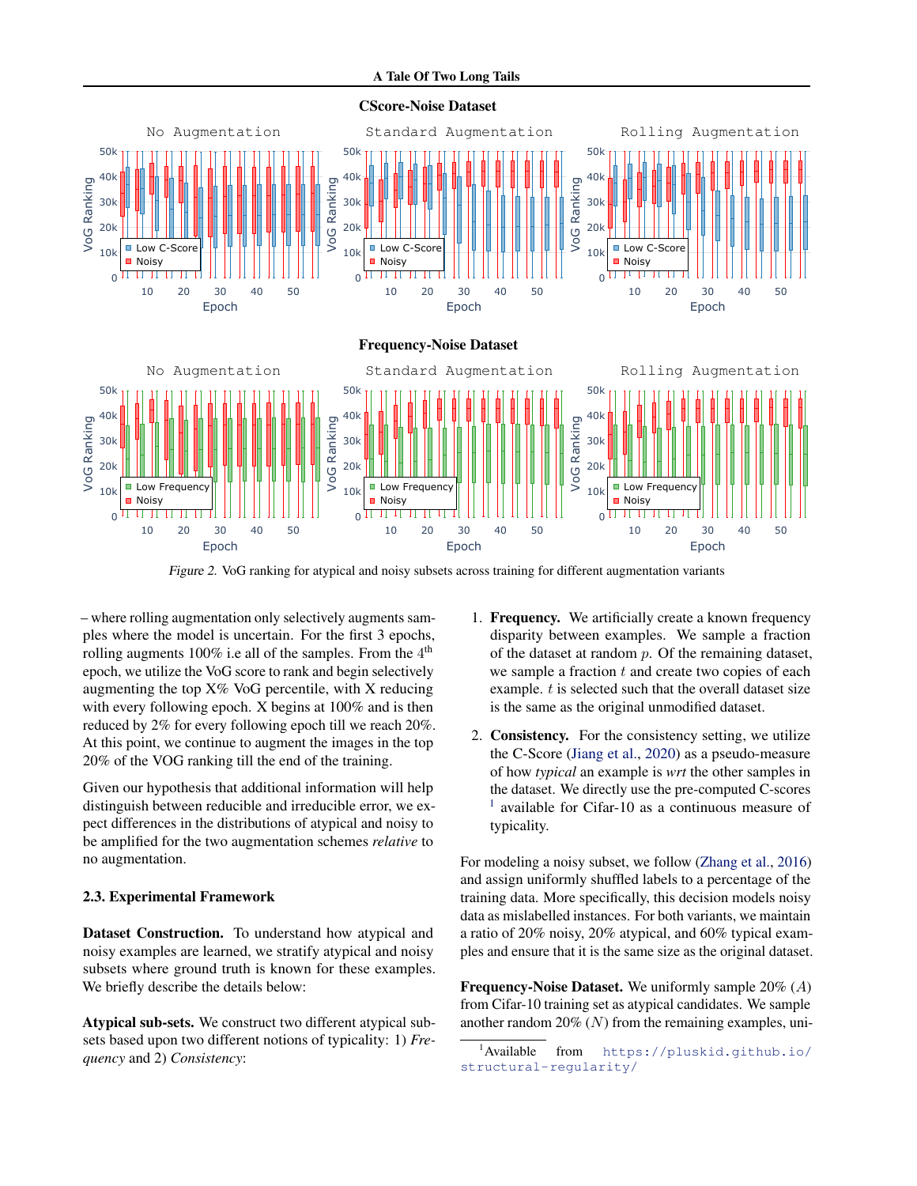**CScore-Noise Dataset**

**Frequency-Noise Dataset**

*Figure 2.* VoG ranking for atypical and noisy subsets across training for different augmentation variants

– where rolling augmentation only selectively augments samples where the model is uncertain. For the first 3 epochs, rolling augments 100% i.e all of the samples. From the $4^{th}$ epoch, we utilize the VoG score to rank and begin selectively augmenting the top X% VoG percentile, with X reducing with every following epoch. X begins at 100% and is then reduced by 2% for every following epoch till we reach 20%. At this point, we continue to augment the images in the top 20% of the VOG ranking till the end of the training.

Given our hypothesis that additional information will help distinguish between reducible and irreducible error, we expect differences in the distributions of atypical and noisy to be amplified for the two augmentation schemes *relative* to no augmentation.

### 2.3. Experimental Framework

**Dataset Construction.** To understand how atypical and noisy examples are learned, we stratify atypical and noisy subsets where ground truth is known for these examples. We briefly describe the details below:

**Atypical sub-sets.** We construct two different atypical subsets based upon two different notions of typicality: 1) *Frequency* and 2) *Consistency*:

1. **Frequency.** We artificially create a known frequency disparity between examples. We sample a fraction of the dataset at random $p$. Of the remaining dataset, we sample a fraction $t$ and create two copies of each example. $t$ is selected such that the overall dataset size is the same as the original unmodified dataset.

2. **Consistency.** For the consistency setting, we utilize the C-Score (Jiang et al., 2020) as a pseudo-measure of how *typical* an example is *wrt* the other samples in the dataset. We directly use the pre-computed C-scores [1] available for Cifar-10 as a continuous measure of typicality.

For modeling a noisy subset, we follow (Zhang et al., 2016) and assign uniformly shuffled labels to a percentage of the training data. More specifically, this decision models noisy data as mislabelled instances. For both variants, we maintain a ratio of 20% noisy, 20% atypical, and 60% typical examples and ensure that it is the same size as the original dataset.

**Frequency-Noise Dataset.** We uniformly sample 20% ($A$) from Cifar-10 training set as atypical candidates. We sample another random 20% ($N$) from the remaining examples, uni-

[1] Available from https://pluskid.github.io/structural-regularity/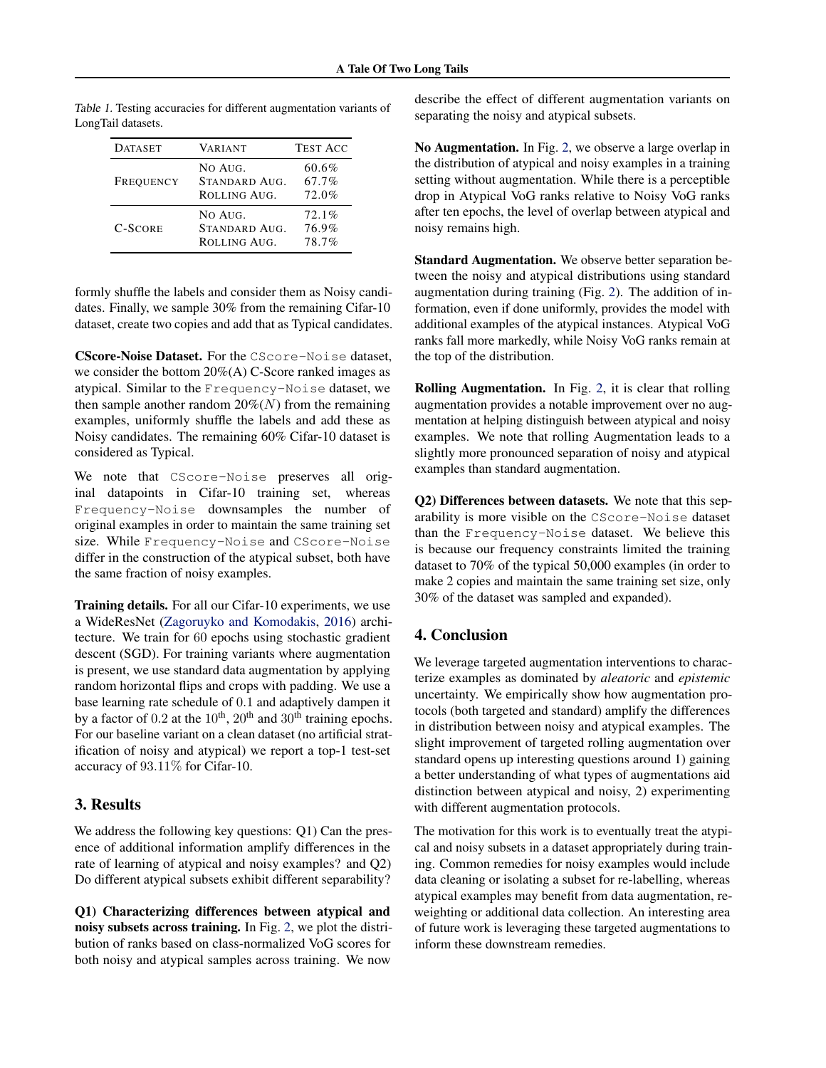Table 1. Testing accuracies for different augmentation variants of LongTail datasets.

| DATASET | VARIANT | TEST ACC |
|---|---|---|
| FREQUENCY | NO AUG. | 60.6% |
| | STANDARD AUG. | 67.7% |
| | ROLLING AUG. | 72.0% |
| C-SCORE | NO AUG. | 72.1% |
| | STANDARD AUG. | 76.9% |
| | ROLLING AUG. | 78.7% |

formly shuffle the labels and consider them as Noisy candidates. Finally, we sample 30% from the remaining Cifar-10 dataset, create two copies and add that as Typical candidates.

**CScore-Noise Dataset.** For the `CScore-Noise` dataset, we consider the bottom 20%(A) C-Score ranked images as atypical. Similar to the `Frequency-Noise` dataset, we then sample another random 20%($N$) from the remaining examples, uniformly shuffle the labels and add these as Noisy candidates. The remaining 60% Cifar-10 dataset is considered as Typical.

We note that `CScore-Noise` preserves all original datapoints in Cifar-10 training set, whereas `Frequency-Noise` downsamples the number of original examples in order to maintain the same training set size. While `Frequency-Noise` and `CScore-Noise` differ in the construction of the atypical subset, both have the same fraction of noisy examples.

**Training details.** For all our Cifar-10 experiments, we use a WideResNet (Zagoruyko and Komodakis, 2016) architecture. We train for 60 epochs using stochastic gradient descent (SGD). For training variants where augmentation is present, we use standard data augmentation by applying random horizontal flips and crops with padding. We use a base learning rate schedule of 0.1 and adaptively dampen it by a factor of 0.2 at the $10^{\text{th}}$, $20^{\text{th}}$ and $30^{\text{th}}$ training epochs. For our baseline variant on a clean dataset (no artificial stratification of noisy and atypical) we report a top-1 test-set accuracy of 93.11% for Cifar-10.

## 3. Results

We address the following key questions: Q1) Can the presence of additional information amplify differences in the rate of learning of atypical and noisy examples? and Q2) Do different atypical subsets exhibit different separability?

**Q1) Characterizing differences between atypical and noisy subsets across training.** In Fig. 2, we plot the distribution of ranks based on class-normalized VoG scores for both noisy and atypical samples across training. We now describe the effect of different augmentation variants on separating the noisy and atypical subsets.

**No Augmentation.** In Fig. 2, we observe a large overlap in the distribution of atypical and noisy examples in a training setting without augmentation. While there is a perceptible drop in Atypical VoG ranks relative to Noisy VoG ranks after ten epochs, the level of overlap between atypical and noisy remains high.

**Standard Augmentation.** We observe better separation between the noisy and atypical distributions using standard augmentation during training (Fig. 2). The addition of information, even if done uniformly, provides the model with additional examples of the atypical instances. Atypical VoG ranks fall more markedly, while Noisy VoG ranks remain at the top of the distribution.

**Rolling Augmentation.** In Fig. 2, it is clear that rolling augmentation provides a notable improvement over no augmentation at helping distinguish between atypical and noisy examples. We note that rolling Augmentation leads to a slightly more pronounced separation of noisy and atypical examples than standard augmentation.

**Q2) Differences between datasets.** We note that this separability is more visible on the `CScore-Noise` dataset than the `Frequency-Noise` dataset. We believe this is because our frequency constraints limited the training dataset to 70% of the typical 50,000 examples (in order to make 2 copies and maintain the same training set size, only 30% of the dataset was sampled and expanded).

## 4. Conclusion

We leverage targeted augmentation interventions to characterize examples as dominated by *aleatoric* and *epistemic* uncertainty. We empirically show how augmentation protocols (both targeted and standard) amplify the differences in distribution between noisy and atypical examples. The slight improvement of targeted rolling augmentation over standard opens up interesting questions around 1) gaining a better understanding of what types of augmentations aid distinction between atypical and noisy, 2) experimenting with different augmentation protocols.

The motivation for this work is to eventually treat the atypical and noisy subsets in a dataset appropriately during training. Common remedies for noisy examples would include data cleaning or isolating a subset for re-labelling, whereas atypical examples may benefit from data augmentation, re-weighting or additional data collection. An interesting area of future work is leveraging these targeted augmentations to inform these downstream remedies.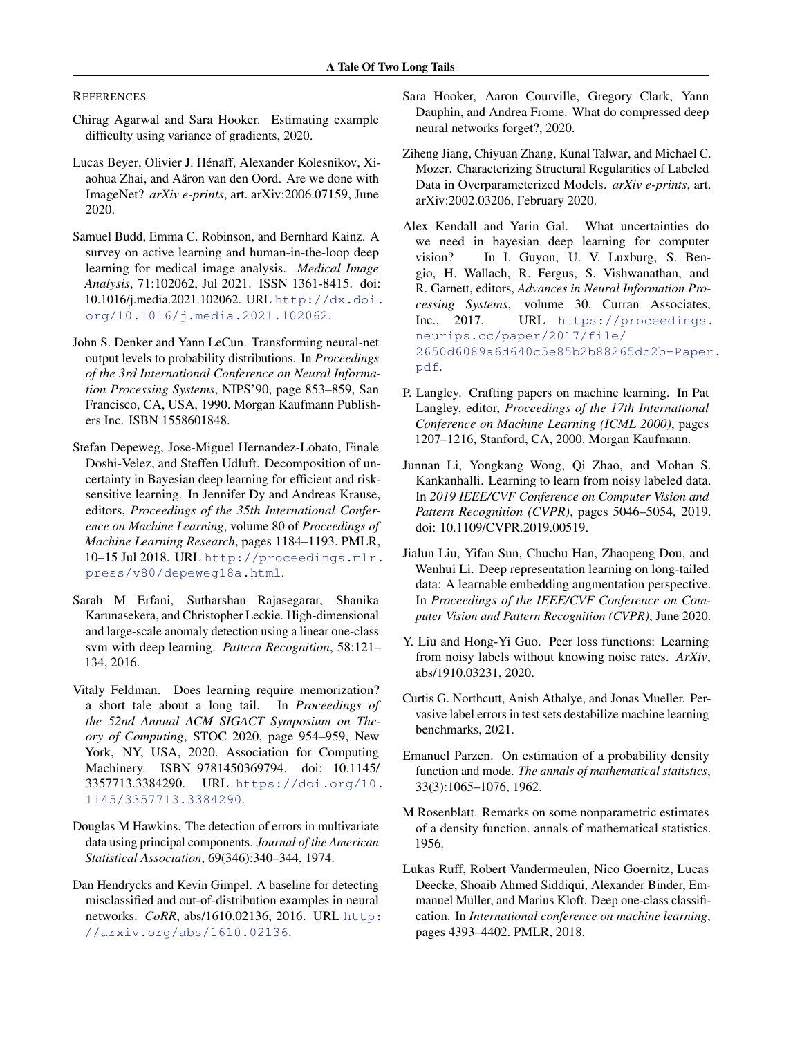## REFERENCES

Chirag Agarwal and Sara Hooker. Estimating example difficulty using variance of gradients, 2020.

Lucas Beyer, Olivier J. Hénaff, Alexander Kolesnikov, Xiaohua Zhai, and Aäron van den Oord. Are we done with ImageNet? *arXiv e-prints*, art. arXiv:2006.07159, June 2020.

Samuel Budd, Emma C. Robinson, and Bernhard Kainz. A survey on active learning and human-in-the-loop deep learning for medical image analysis. *Medical Image Analysis*, 71:102062, Jul 2021. ISSN 1361-8415. doi: 10.1016/j.media.2021.102062. URL http://dx.doi.org/10.1016/j.media.2021.102062.

John S. Denker and Yann LeCun. Transforming neural-net output levels to probability distributions. In *Proceedings of the 3rd International Conference on Neural Information Processing Systems*, NIPS'90, page 853–859, San Francisco, CA, USA, 1990. Morgan Kaufmann Publishers Inc. ISBN 1558601848.

Stefan Depeweg, Jose-Miguel Hernandez-Lobato, Finale Doshi-Velez, and Steffen Udluft. Decomposition of uncertainty in Bayesian deep learning for efficient and risk-sensitive learning. In Jennifer Dy and Andreas Krause, editors, *Proceedings of the 35th International Conference on Machine Learning*, volume 80 of *Proceedings of Machine Learning Research*, pages 1184–1193. PMLR, 10–15 Jul 2018. URL http://proceedings.mlr.press/v80/depeweg18a.html.

Sarah M Erfani, Sutharshan Rajasegarar, Shanika Karunasekera, and Christopher Leckie. High-dimensional and large-scale anomaly detection using a linear one-class svm with deep learning. *Pattern Recognition*, 58:121–134, 2016.

Vitaly Feldman. Does learning require memorization? a short tale about a long tail. In *Proceedings of the 52nd Annual ACM SIGACT Symposium on Theory of Computing*, STOC 2020, page 954–959, New York, NY, USA, 2020. Association for Computing Machinery. ISBN 9781450369794. doi: 10.1145/3357713.3384290. URL https://doi.org/10.1145/3357713.3384290.

Douglas M Hawkins. The detection of errors in multivariate data using principal components. *Journal of the American Statistical Association*, 69(346):340–344, 1974.

Dan Hendrycks and Kevin Gimpel. A baseline for detecting misclassified and out-of-distribution examples in neural networks. *CoRR*, abs/1610.02136, 2016. URL http://arxiv.org/abs/1610.02136.

Sara Hooker, Aaron Courville, Gregory Clark, Yann Dauphin, and Andrea Frome. What do compressed deep neural networks forget?, 2020.

Ziheng Jiang, Chiyuan Zhang, Kunal Talwar, and Michael C. Mozer. Characterizing Structural Regularities of Labeled Data in Overparameterized Models. *arXiv e-prints*, art. arXiv:2002.03206, February 2020.

Alex Kendall and Yarin Gal. What uncertainties do we need in bayesian deep learning for computer vision? In I. Guyon, U. V. Luxburg, S. Bengio, H. Wallach, R. Fergus, S. Vishwanathan, and R. Garnett, editors, *Advances in Neural Information Processing Systems*, volume 30. Curran Associates, Inc., 2017. URL https://proceedings.neurips.cc/paper/2017/file/2650d6089a6d640c5e85b2b88265dc2b-Paper.pdf.

P. Langley. Crafting papers on machine learning. In Pat Langley, editor, *Proceedings of the 17th International Conference on Machine Learning (ICML 2000)*, pages 1207–1216, Stanford, CA, 2000. Morgan Kaufmann.

Junnan Li, Yongkang Wong, Qi Zhao, and Mohan S. Kankanhalli. Learning to learn from noisy labeled data. In *2019 IEEE/CVF Conference on Computer Vision and Pattern Recognition (CVPR)*, pages 5046–5054, 2019. doi: 10.1109/CVPR.2019.00519.

Jialun Liu, Yifan Sun, Chuchu Han, Zhaopeng Dou, and Wenhui Li. Deep representation learning on long-tailed data: A learnable embedding augmentation perspective. In *Proceedings of the IEEE/CVF Conference on Computer Vision and Pattern Recognition (CVPR)*, June 2020.

Y. Liu and Hong-Yi Guo. Peer loss functions: Learning from noisy labels without knowing noise rates. *ArXiv*, abs/1910.03231, 2020.

Curtis G. Northcutt, Anish Athalye, and Jonas Mueller. Pervasive label errors in test sets destabilize machine learning benchmarks, 2021.

Emanuel Parzen. On estimation of a probability density function and mode. *The annals of mathematical statistics*, 33(3):1065–1076, 1962.

M Rosenblatt. Remarks on some nonparametric estimates of a density function. annals of mathematical statistics. 1956.

Lukas Ruff, Robert Vandermeulen, Nico Goernitz, Lucas Deecke, Shoaib Ahmed Siddiqui, Alexander Binder, Emmanuel Müller, and Marius Kloft. Deep one-class classification. In *International conference on machine learning*, pages 4393–4402. PMLR, 2018.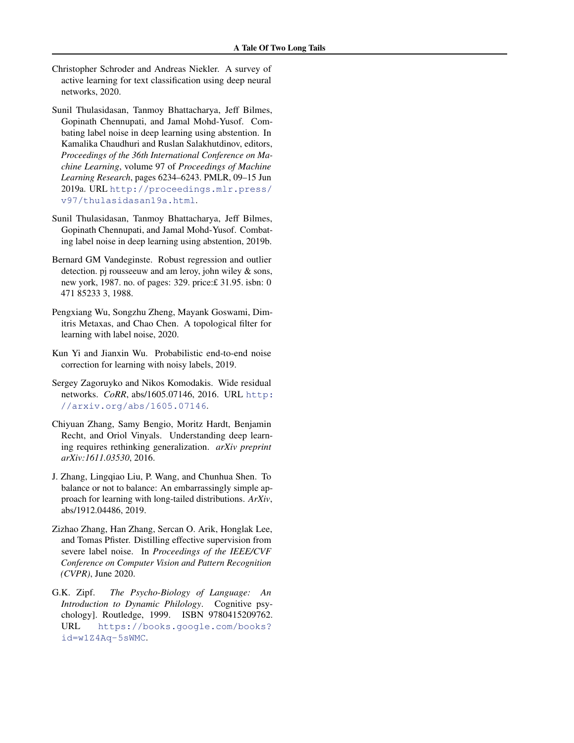Christopher Schroder and Andreas Niekler. A survey of active learning for text classification using deep neural networks, 2020.

Sunil Thulasidasan, Tanmoy Bhattacharya, Jeff Bilmes, Gopinath Chennupati, and Jamal Mohd-Yusof. Combating label noise in deep learning using abstention. In Kamalika Chaudhuri and Ruslan Salakhutdinov, editors, *Proceedings of the 36th International Conference on Machine Learning*, volume 97 of *Proceedings of Machine Learning Research*, pages 6234–6243. PMLR, 09–15 Jun 2019a. URL http://proceedings.mlr.press/v97/thulasidasan19a.html.

Sunil Thulasidasan, Tanmoy Bhattacharya, Jeff Bilmes, Gopinath Chennupati, and Jamal Mohd-Yusof. Combating label noise in deep learning using abstention, 2019b.

Bernard GM Vandeginste. Robust regression and outlier detection. pj rousseeuw and am leroy, john wiley & sons, new york, 1987. no. of pages: 329. price:£ 31.95. isbn: 0 471 85233 3, 1988.

Pengxiang Wu, Songzhu Zheng, Mayank Goswami, Dimitris Metaxas, and Chao Chen. A topological filter for learning with label noise, 2020.

Kun Yi and Jianxin Wu. Probabilistic end-to-end noise correction for learning with noisy labels, 2019.

Sergey Zagoruyko and Nikos Komodakis. Wide residual networks. *CoRR*, abs/1605.07146, 2016. URL http://arxiv.org/abs/1605.07146.

Chiyuan Zhang, Samy Bengio, Moritz Hardt, Benjamin Recht, and Oriol Vinyals. Understanding deep learning requires rethinking generalization. *arXiv preprint arXiv:1611.03530*, 2016.

J. Zhang, Lingqiao Liu, P. Wang, and Chunhua Shen. To balance or not to balance: An embarrassingly simple approach for learning with long-tailed distributions. *ArXiv*, abs/1912.04486, 2019.

Zizhao Zhang, Han Zhang, Sercan O. Arik, Honglak Lee, and Tomas Pfister. Distilling effective supervision from severe label noise. In *Proceedings of the IEEE/CVF Conference on Computer Vision and Pattern Recognition (CVPR)*, June 2020.

G.K. Zipf. *The Psycho-Biology of Language: An Introduction to Dynamic Philology*. Cognitive psychology]. Routledge, 1999. ISBN 9780415209762. URL https://books.google.com/books?id=w1Z4Aq-5sWMC.